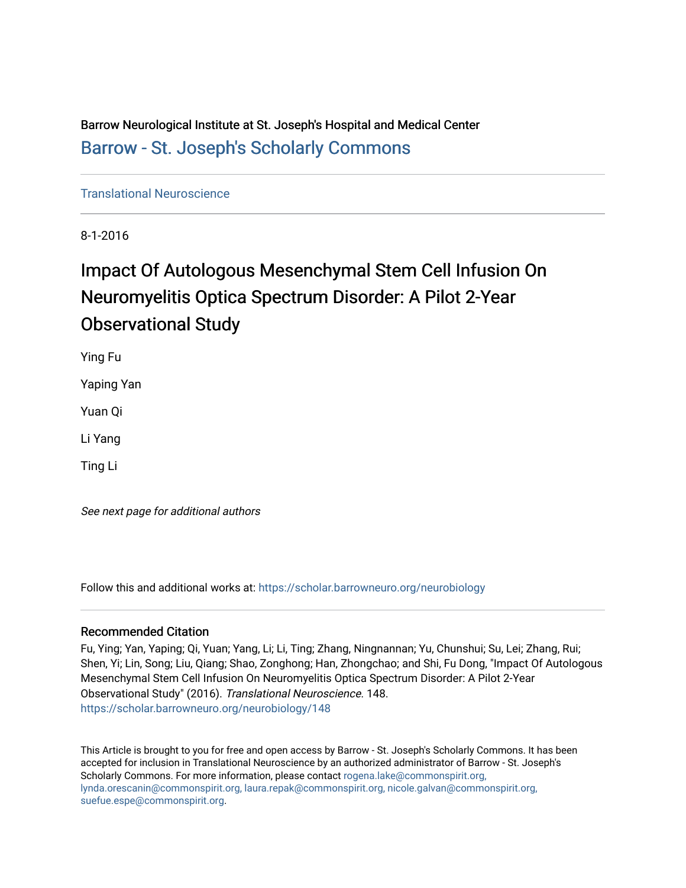Barrow Neurological Institute at St. Joseph's Hospital and Medical Center

Barrow - St. Joseph's Scholarly Commons

Translational Neuroscience

8-1-2016

# Impact Of Autologous Mesenchymal Stem Cell Infusion On Neuromyelitis Optica Spectrum Disorder: A Pilot 2-Year Observational Study

Ying Fu

Yaping Yan

Yuan Qi

Li Yang

Ting Li

*See next page for additional authors*

Follow this and additional works at: https://scholar.barrowneuro.org/neurobiology

## Recommended Citation

Fu, Ying; Yan, Yaping; Qi, Yuan; Yang, Li; Li, Ting; Zhang, Ningnannan; Yu, Chunshui; Su, Lei; Zhang, Rui; Shen, Yi; Lin, Song; Liu, Qiang; Shao, Zonghong; Han, Zhongchao; and Shi, Fu Dong, "Impact Of Autologous Mesenchymal Stem Cell Infusion On Neuromyelitis Optica Spectrum Disorder: A Pilot 2-Year Observational Study" (2016). *Translational Neuroscience*. 148.
https://scholar.barrowneuro.org/neurobiology/148

This Article is brought to you for free and open access by Barrow - St. Joseph's Scholarly Commons. It has been accepted for inclusion in Translational Neuroscience by an authorized administrator of Barrow - St. Joseph's Scholarly Commons. For more information, please contact rogena.lake@commonspirit.org, lynda.orescanin@commonspirit.org, laura.repak@commonspirit.org, nicole.galvan@commonspirit.org, suefue.espe@commonspirit.org.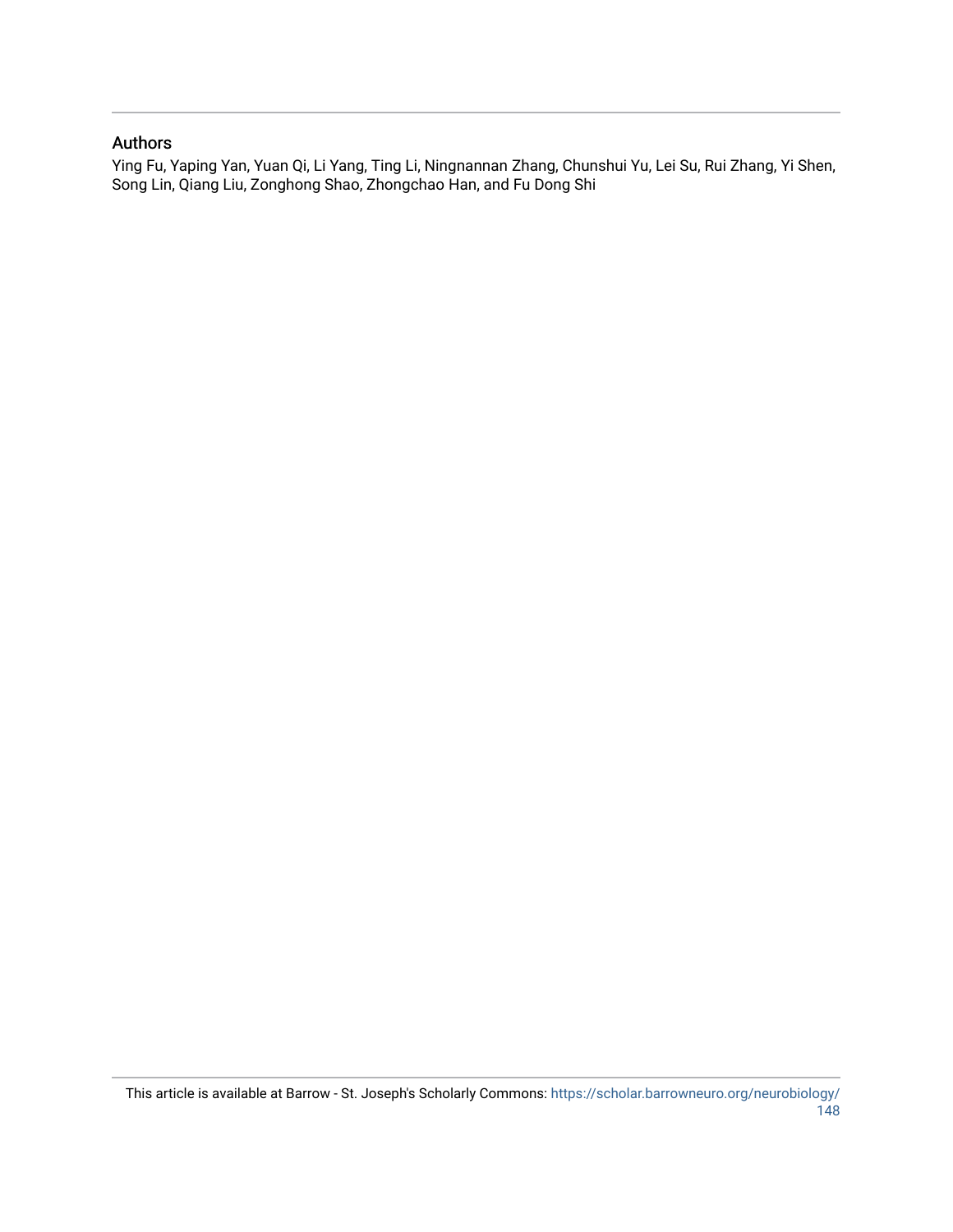## Authors

Ying Fu, Yaping Yan, Yuan Qi, Li Yang, Ting Li, Ningnannan Zhang, Chunshui Yu, Lei Su, Rui Zhang, Yi Shen, Song Lin, Qiang Liu, Zonghong Shao, Zhongchao Han, and Fu Dong Shi

This article is available at Barrow - St. Joseph's Scholarly Commons: https://scholar.barrowneuro.org/neurobiology/148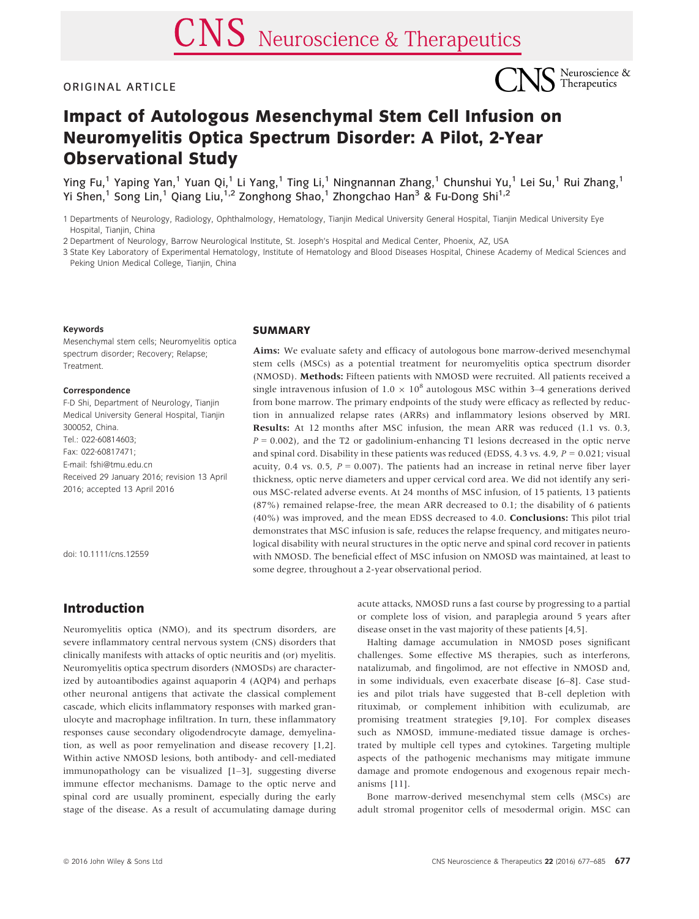ORIGINAL ARTICLE

# Impact of Autologous Mesenchymal Stem Cell Infusion on Neuromyelitis Optica Spectrum Disorder: A Pilot, 2-Year Observational Study

Ying Fu,[1] Yaping Yan,[1] Yuan Qi,[1] Li Yang,[1] Ting Li,[1] Ningnannan Zhang,[1] Chunshui Yu,[1] Lei Su,[1] Rui Zhang,[1] Yi Shen,[1] Song Lin,[1] Qiang Liu,[1,2] Zonghong Shao,[1] Zhongchao Han[3] & Fu-Dong Shi[1,2]

1 Departments of Neurology, Radiology, Ophthalmology, Hematology, Tianjin Medical University General Hospital, Tianjin Medical University Eye Hospital, Tianjin, China

2 Department of Neurology, Barrow Neurological Institute, St. Joseph's Hospital and Medical Center, Phoenix, AZ, USA

3 State Key Laboratory of Experimental Hematology, Institute of Hematology and Blood Diseases Hospital, Chinese Academy of Medical Sciences and Peking Union Medical College, Tianjin, China

**Keywords**

Mesenchymal stem cells; Neuromyelitis optica spectrum disorder; Recovery; Relapse; Treatment.

**Correspondence**

F-D Shi, Department of Neurology, Tianjin Medical University General Hospital, Tianjin 300052, China.
Tel.: 022-60814603;
Fax: 022-60817471;
E-mail: fshi@tmu.edu.cn
Received 29 January 2016; revision 13 April 2016; accepted 13 April 2016

doi: 10.1111/cns.12559

## SUMMARY

**Aims:** We evaluate safety and efficacy of autologous bone marrow-derived mesenchymal stem cells (MSCs) as a potential treatment for neuromyelitis optica spectrum disorder (NMOSD). **Methods:** Fifteen patients with NMOSD were recruited. All patients received a single intravenous infusion of $1.0 \times 10^8$ autologous MSC within 3–4 generations derived from bone marrow. The primary endpoints of the study were efficacy as reflected by reduction in annualized relapse rates (ARRs) and inflammatory lesions observed by MRI. **Results:** At 12 months after MSC infusion, the mean ARR was reduced (1.1 vs. 0.3, $P = 0.002$), and the T2 or gadolinium-enhancing T1 lesions decreased in the optic nerve and spinal cord. Disability in these patients was reduced (EDSS, 4.3 vs. 4.9, $P = 0.021$; visual acuity, 0.4 vs. 0.5, $P = 0.007$). The patients had an increase in retinal nerve fiber layer thickness, optic nerve diameters and upper cervical cord area. We did not identify any serious MSC-related adverse events. At 24 months of MSC infusion, of 15 patients, 13 patients (87%) remained relapse-free, the mean ARR decreased to 0.1; the disability of 6 patients (40%) was improved, and the mean EDSS decreased to 4.0. **Conclusions:** This pilot trial demonstrates that MSC infusion is safe, reduces the relapse frequency, and mitigates neurological disability with neural structures in the optic nerve and spinal cord recover in patients with NMOSD. The beneficial effect of MSC infusion on NMOSD was maintained, at least to some degree, throughout a 2-year observational period.

## Introduction

Neuromyelitis optica (NMO), and its spectrum disorders, are severe inflammatory central nervous system (CNS) disorders that clinically manifests with attacks of optic neuritis and (or) myelitis. Neuromyelitis optica spectrum disorders (NMOSDs) are characterized by autoantibodies against aquaporin 4 (AQP4) and perhaps other neuronal antigens that activate the classical complement cascade, which elicits inflammatory responses with marked granulocyte and macrophage infiltration. In turn, these inflammatory responses cause secondary oligodendrocyte damage, demyelination, as well as poor remyelination and disease recovery [1,2]. Within active NMOSD lesions, both antibody- and cell-mediated immunopathology can be visualized [1–3], suggesting diverse immune effector mechanisms. Damage to the optic nerve and spinal cord are usually prominent, especially during the early stage of the disease. As a result of accumulating damage during acute attacks, NMOSD runs a fast course by progressing to a partial or complete loss of vision, and paraplegia around 5 years after disease onset in the vast majority of these patients [4,5].

Halting damage accumulation in NMOSD poses significant challenges. Some effective MS therapies, such as interferons, natalizumab, and fingolimod, are not effective in NMOSD and, in some individuals, even exacerbate disease [6–8]. Case studies and pilot trials have suggested that B-cell depletion with rituximab, or complement inhibition with eculizumab, are promising treatment strategies [9,10]. For complex diseases such as NMOSD, immune-mediated tissue damage is orchestrated by multiple cell types and cytokines. Targeting multiple aspects of the pathogenic mechanisms may mitigate immune damage and promote endogenous and exogenous repair mechanisms [11].

Bone marrow-derived mesenchymal stem cells (MSCs) are adult stromal progenitor cells of mesodermal origin. MSC can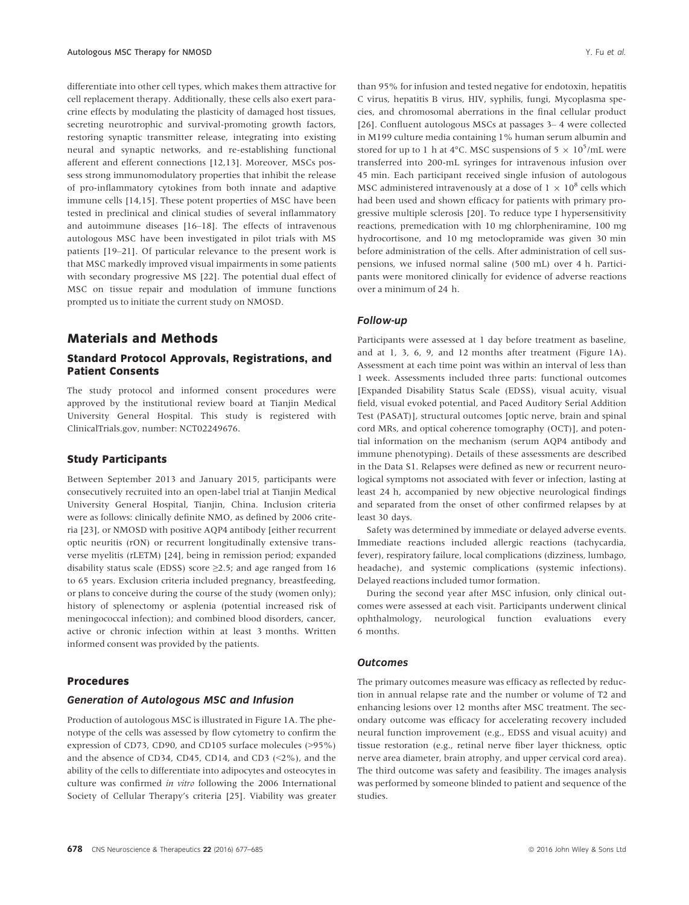differentiate into other cell types, which makes them attractive for cell replacement therapy. Additionally, these cells also exert paracrine effects by modulating the plasticity of damaged host tissues, secreting neurotrophic and survival-promoting growth factors, restoring synaptic transmitter release, integrating into existing neural and synaptic networks, and re-establishing functional afferent and efferent connections [12,13]. Moreover, MSCs possess strong immunomodulatory properties that inhibit the release of pro-inflammatory cytokines from both innate and adaptive immune cells [14,15]. These potent properties of MSC have been tested in preclinical and clinical studies of several inflammatory and autoimmune diseases [16–18]. The effects of intravenous autologous MSC have been investigated in pilot trials with MS patients [19–21]. Of particular relevance to the present work is that MSC markedly improved visual impairments in some patients with secondary progressive MS [22]. The potential dual effect of MSC on tissue repair and modulation of immune functions prompted us to initiate the current study on NMOSD.

## Materials and Methods

### Standard Protocol Approvals, Registrations, and Patient Consents

The study protocol and informed consent procedures were approved by the institutional review board at Tianjin Medical University General Hospital. This study is registered with ClinicalTrials.gov, number: NCT02249676.

### Study Participants

Between September 2013 and January 2015, participants were consecutively recruited into an open-label trial at Tianjin Medical University General Hospital, Tianjin, China. Inclusion criteria were as follows: clinically definite NMO, as defined by 2006 criteria [23], or NMOSD with positive AQP4 antibody [either recurrent optic neuritis (rON) or recurrent longitudinally extensive transverse myelitis (rLETM) [24], being in remission period; expanded disability status scale (EDSS) score ≥2.5; and age ranged from 16 to 65 years. Exclusion criteria included pregnancy, breastfeeding, or plans to conceive during the course of the study (women only); history of splenectomy or asplenia (potential increased risk of meningococcal infection); and combined blood disorders, cancer, active or chronic infection within at least 3 months. Written informed consent was provided by the patients.

### Procedures

#### *Generation of Autologous MSC and Infusion*

Production of autologous MSC is illustrated in Figure 1A. The phenotype of the cells was assessed by flow cytometry to confirm the expression of CD73, CD90, and CD105 surface molecules (>95%) and the absence of CD34, CD45, CD14, and CD3 (<2%), and the ability of the cells to differentiate into adipocytes and osteocytes in culture was confirmed *in vitro* following the 2006 International Society of Cellular Therapy's criteria [25]. Viability was greater than 95% for infusion and tested negative for endotoxin, hepatitis C virus, hepatitis B virus, HIV, syphilis, fungi, Mycoplasma species, and chromosomal aberrations in the final cellular product [26]. Confluent autologous MSCs at passages 3– 4 were collected in M199 culture media containing 1% human serum albumin and stored for up to 1 h at 4°C. MSC suspensions of $5 \times 10^5$/mL were transferred into 200-mL syringes for intravenous infusion over 45 min. Each participant received single infusion of autologous MSC administered intravenously at a dose of $1 \times 10^8$ cells which had been used and shown efficacy for patients with primary progressive multiple sclerosis [20]. To reduce type I hypersensitivity reactions, premedication with 10 mg chlorpheniramine, 100 mg hydrocortisone, and 10 mg metoclopramide was given 30 min before administration of the cells. After administration of cell suspensions, we infused normal saline (500 mL) over 4 h. Participants were monitored clinically for evidence of adverse reactions over a minimum of 24 h.

#### *Follow-up*

Participants were assessed at 1 day before treatment as baseline, and at 1, 3, 6, 9, and 12 months after treatment (Figure 1A). Assessment at each time point was within an interval of less than 1 week. Assessments included three parts: functional outcomes [Expanded Disability Status Scale (EDSS), visual acuity, visual field, visual evoked potential, and Paced Auditory Serial Addition Test (PASAT)], structural outcomes [optic nerve, brain and spinal cord MRs, and optical coherence tomography (OCT)], and potential information on the mechanism (serum AQP4 antibody and immune phenotyping). Details of these assessments are described in the Data S1. Relapses were defined as new or recurrent neurological symptoms not associated with fever or infection, lasting at least 24 h, accompanied by new objective neurological findings and separated from the onset of other confirmed relapses by at least 30 days.

Safety was determined by immediate or delayed adverse events. Immediate reactions included allergic reactions (tachycardia, fever), respiratory failure, local complications (dizziness, lumbago, headache), and systemic complications (systemic infections). Delayed reactions included tumor formation.

During the second year after MSC infusion, only clinical outcomes were assessed at each visit. Participants underwent clinical ophthalmology, neurological function evaluations every 6 months.

#### *Outcomes*

The primary outcomes measure was efficacy as reflected by reduction in annual relapse rate and the number or volume of T2 and enhancing lesions over 12 months after MSC treatment. The secondary outcome was efficacy for accelerating recovery included neural function improvement (e.g., EDSS and visual acuity) and tissue restoration (e.g., retinal nerve fiber layer thickness, optic nerve area diameter, brain atrophy, and upper cervical cord area). The third outcome was safety and feasibility. The images analysis was performed by someone blinded to patient and sequence of the studies.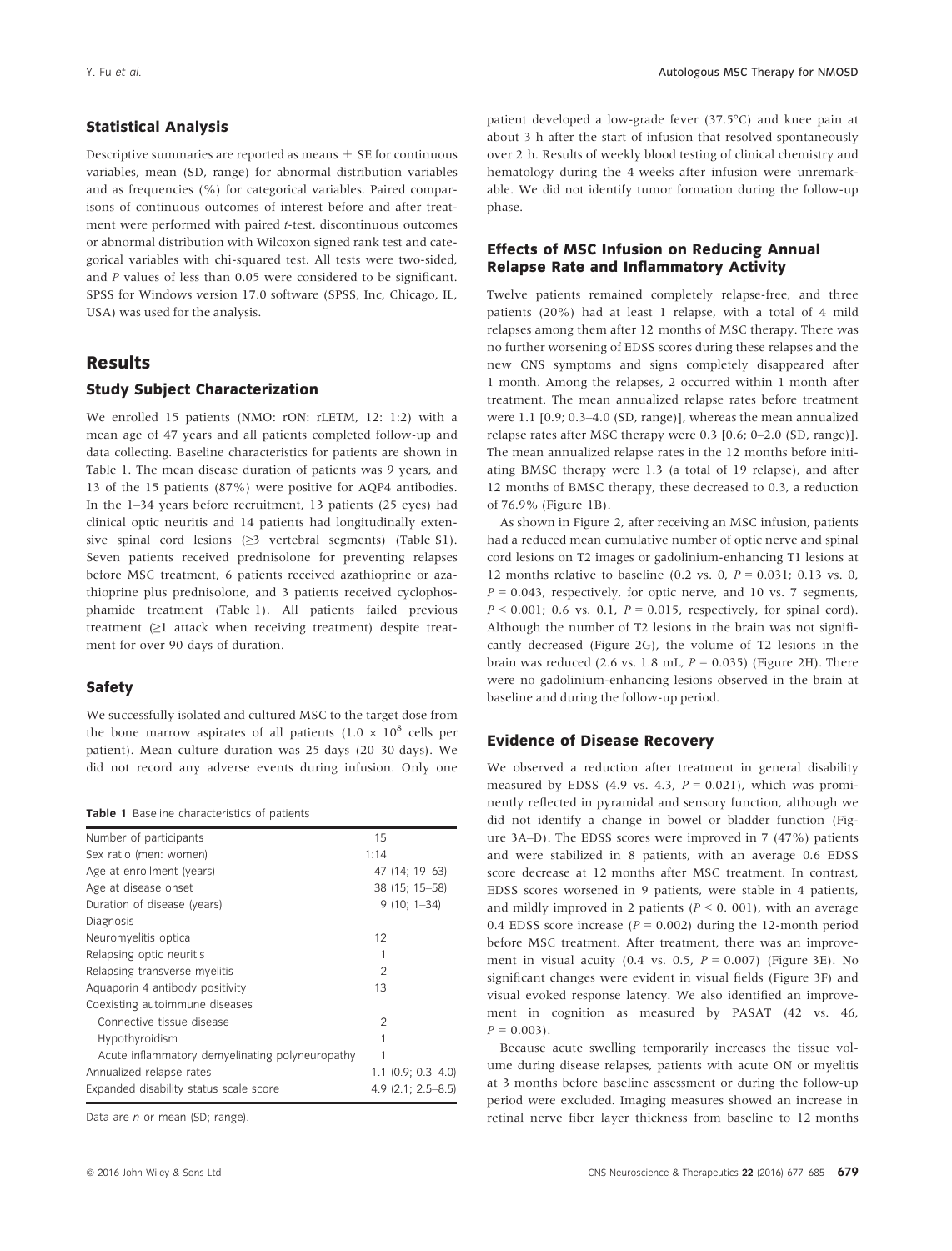### Statistical Analysis

Descriptive summaries are reported as means ± SE for continuous variables, mean (SD, range) for abnormal distribution variables and as frequencies (%) for categorical variables. Paired comparisons of continuous outcomes of interest before and after treatment were performed with paired *t*-test, discontinuous outcomes or abnormal distribution with Wilcoxon signed rank test and categorical variables with chi-squared test. All tests were two-sided, and $P$ values of less than 0.05 were considered to be significant. SPSS for Windows version 17.0 software (SPSS, Inc, Chicago, IL, USA) was used for the analysis.

## Results

### Study Subject Characterization

We enrolled 15 patients (NMO: rON: rLETM, 12: 1:2) with a mean age of 47 years and all patients completed follow-up and data collecting. Baseline characteristics for patients are shown in Table 1. The mean disease duration of patients was 9 years, and 13 of the 15 patients (87%) were positive for AQP4 antibodies. In the 1–34 years before recruitment, 13 patients (25 eyes) had clinical optic neuritis and 14 patients had longitudinally extensive spinal cord lesions (≥3 vertebral segments) (Table S1). Seven patients received prednisolone for preventing relapses before MSC treatment, 6 patients received azathioprine or azathioprine plus prednisolone, and 3 patients received cyclophosphamide treatment (Table 1). All patients failed previous treatment (≥1 attack when receiving treatment) despite treatment for over 90 days of duration.

### Safety

We successfully isolated and cultured MSC to the target dose from the bone marrow aspirates of all patients ($1.0 \times 10^8$ cells per patient). Mean culture duration was 25 days (20–30 days). We did not record any adverse events during infusion. Only one patient developed a low-grade fever (37.5°C) and knee pain at about 3 h after the start of infusion that resolved spontaneously over 2 h. Results of weekly blood testing of clinical chemistry and hematology during the 4 weeks after infusion were unremarkable. We did not identify tumor formation during the follow-up phase.

**Table 1** Baseline characteristics of patients

| | |
|---|---|
| Number of participants | 15 |
| Sex ratio (men: women) | 1:14 |
| Age at enrollment (years) | 47 (14; 19–63) |
| Age at disease onset | 38 (15; 15–58) |
| Duration of disease (years) | 9 (10; 1–34) |
| Diagnosis | |
| Neuromyelitis optica | 12 |
| Relapsing optic neuritis | 1 |
| Relapsing transverse myelitis | 2 |
| Aquaporin 4 antibody positivity | 13 |
| Coexisting autoimmune diseases | |
| Connective tissue disease | 2 |
| Hypothyroidism | 1 |
| Acute inflammatory demyelinating polyneuropathy | 1 |
| Annualized relapse rates | 1.1 (0.9; 0.3–4.0) |
| Expanded disability status scale score | 4.9 (2.1; 2.5–8.5) |

Data are *n* or mean (SD; range).

### Effects of MSC Infusion on Reducing Annual Relapse Rate and Inflammatory Activity

Twelve patients remained completely relapse-free, and three patients (20%) had at least 1 relapse, with a total of 4 mild relapses among them after 12 months of MSC therapy. There was no further worsening of EDSS scores during these relapses and the new CNS symptoms and signs completely disappeared after 1 month. Among the relapses, 2 occurred within 1 month after treatment. The mean annualized relapse rates before treatment were 1.1 [0.9; 0.3–4.0 (SD, range)], whereas the mean annualized relapse rates after MSC therapy were 0.3 [0.6; 0–2.0 (SD, range)]. The mean annualized relapse rates in the 12 months before initiating BMSC therapy were 1.3 (a total of 19 relapse), and after 12 months of BMSC therapy, these decreased to 0.3, a reduction of 76.9% (Figure 1B).

As shown in Figure 2, after receiving an MSC infusion, patients had a reduced mean cumulative number of optic nerve and spinal cord lesions on T2 images or gadolinium-enhancing T1 lesions at 12 months relative to baseline (0.2 vs. 0, $P = 0.031$; 0.13 vs. 0, $P = 0.043$, respectively, for optic nerve, and 10 vs. 7 segments, $P < 0.001$; 0.6 vs. 0.1, $P = 0.015$, respectively, for spinal cord). Although the number of T2 lesions in the brain was not significantly decreased (Figure 2G), the volume of T2 lesions in the brain was reduced (2.6 vs. 1.8 mL, $P = 0.035$) (Figure 2H). There were no gadolinium-enhancing lesions observed in the brain at baseline and during the follow-up period.

### Evidence of Disease Recovery

We observed a reduction after treatment in general disability measured by EDSS (4.9 vs. 4.3, $P = 0.021$), which was prominently reflected in pyramidal and sensory function, although we did not identify a change in bowel or bladder function (Figure 3A–D). The EDSS scores were improved in 7 (47%) patients and were stabilized in 8 patients, with an average 0.6 EDSS score decrease at 12 months after MSC treatment. In contrast, EDSS scores worsened in 9 patients, were stable in 4 patients, and mildly improved in 2 patients ($P < 0.001$), with an average 0.4 EDSS score increase ($P = 0.002$) during the 12-month period before MSC treatment. After treatment, there was an improvement in visual acuity (0.4 vs. 0.5, $P = 0.007$) (Figure 3E). No significant changes were evident in visual fields (Figure 3F) and visual evoked response latency. We also identified an improvement in cognition as measured by PASAT (42 vs. 46, $P = 0.003$).

Because acute swelling temporarily increases the tissue volume during disease relapses, patients with acute ON or myelitis at 3 months before baseline assessment or during the follow-up period were excluded. Imaging measures showed an increase in retinal nerve fiber layer thickness from baseline to 12 months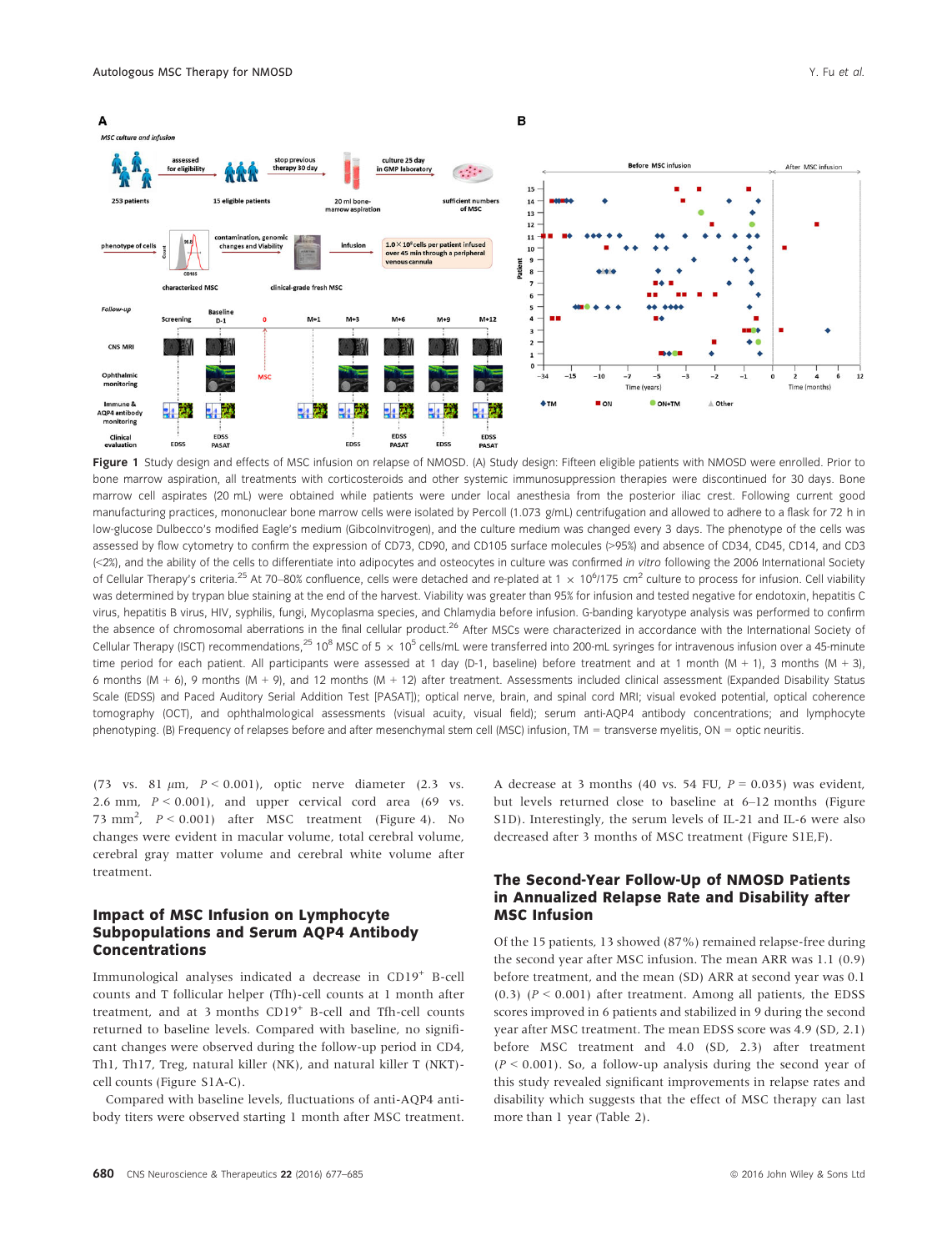**Figure 1** Study design and effects of MSC infusion on relapse of NMOSD. (A) Study design: Fifteen eligible patients with NMOSD were enrolled. Prior to bone marrow aspiration, all treatments with corticosteroids and other systemic immunosuppression therapies were discontinued for 30 days. Bone marrow cell aspirates (20 mL) were obtained while patients were under local anesthesia from the posterior iliac crest. Following current good manufacturing practices, mononuclear bone marrow cells were isolated by Percoll (1.073 g/mL) centrifugation and allowed to adhere to a flask for 72 h in low-glucose Dulbecco's modified Eagle's medium (GibcoInvitrogen), and the culture medium was changed every 3 days. The phenotype of the cells was assessed by flow cytometry to confirm the expression of CD73, CD90, and CD105 surface molecules (>95%) and absence of CD34, CD45, CD14, and CD3 (<2%), and the ability of the cells to differentiate into adipocytes and osteocytes in culture was confirmed *in vitro* following the 2006 International Society of Cellular Therapy's criteria.[25] At 70–80% confluence, cells were detached and re-plated at $1 \times 10^6$/175 $cm^2$ culture to process for infusion. Cell viability was determined by trypan blue staining at the end of the harvest. Viability was greater than 95% for infusion and tested negative for endotoxin, hepatitis C virus, hepatitis B virus, HIV, syphilis, fungi, Mycoplasma species, and Chlamydia before infusion. G-banding karyotype analysis was performed to confirm the absence of chromosomal aberrations in the final cellular product.[26] After MSCs were characterized in accordance with the International Society of Cellular Therapy (ISCT) recommendations,[25] $10^8$ MSC of $5 \times 10^5$ cells/mL were transferred into 200-mL syringes for intravenous infusion over a 45-minute time period for each patient. All participants were assessed at 1 day (D-1, baseline) before treatment and at 1 month (M + 1), 3 months (M + 3), 6 months (M + 6), 9 months (M + 9), and 12 months (M + 12) after treatment. Assessments included clinical assessment (Expanded Disability Status Scale (EDSS) and Paced Auditory Serial Addition Test [PASAT]); optical nerve, brain, and spinal cord MRI; visual evoked potential, optical coherence tomography (OCT), and ophthalmological assessments (visual acuity, visual field); serum anti-AQP4 antibody concentrations; and lymphocyte phenotyping. (B) Frequency of relapses before and after mesenchymal stem cell (MSC) infusion, TM = transverse myelitis, ON = optic neuritis.

(73 vs. 81 $\mu$m, $P < 0.001$), optic nerve diameter (2.3 vs. 2.6 mm, $P < 0.001$), and upper cervical cord area (69 vs. 73 $mm^2$, $P < 0.001$) after MSC treatment (Figure 4). No changes were evident in macular volume, total cerebral volume, cerebral gray matter volume and cerebral white volume after treatment.

## Impact of MSC Infusion on Lymphocyte Subpopulations and Serum AQP4 Antibody Concentrations

Immunological analyses indicated a decrease in $CD19^+$ B-cell counts and T follicular helper (Tfh)-cell counts at 1 month after treatment, and at 3 months $CD19^+$ B-cell counts returned to baseline levels. Compared with baseline, no significant changes were observed during the follow-up period in CD4, Th1, Th17, Treg, natural killer (NK), and natural killer T (NKT)-cell counts (Figure S1A-C).

Compared with baseline levels, fluctuations of anti-AQP4 antibody titers were observed starting 1 month after MSC treatment. A decrease at 3 months (40 vs. 54 FU, $P = 0.035$) was evident, but levels returned close to baseline at 6–12 months (Figure S1D). Interestingly, the serum levels of IL-21 and IL-6 were also decreased after 3 months of MSC treatment (Figure S1E,F).

## The Second-Year Follow-Up of NMOSD Patients in Annualized Relapse Rate and Disability after MSC Infusion

Of the 15 patients, 13 showed (87%) remained relapse-free during the second year after MSC infusion. The mean ARR was 1.1 (0.9) before treatment, and the mean (SD) ARR at second year was 0.1 (0.3) ($P < 0.001$) after treatment. Among all patients, the EDSS scores improved in 6 patients and stabilized in 9 during the second year after MSC treatment. The mean EDSS score was 4.9 (SD, 2.1) before MSC treatment and 4.0 (SD, 2.3) after treatment ($P < 0.001$). So, a follow-up analysis during the second year of this study revealed significant improvements in relapse rates and disability which suggests that the effect of MSC therapy can last more than 1 year (Table 2).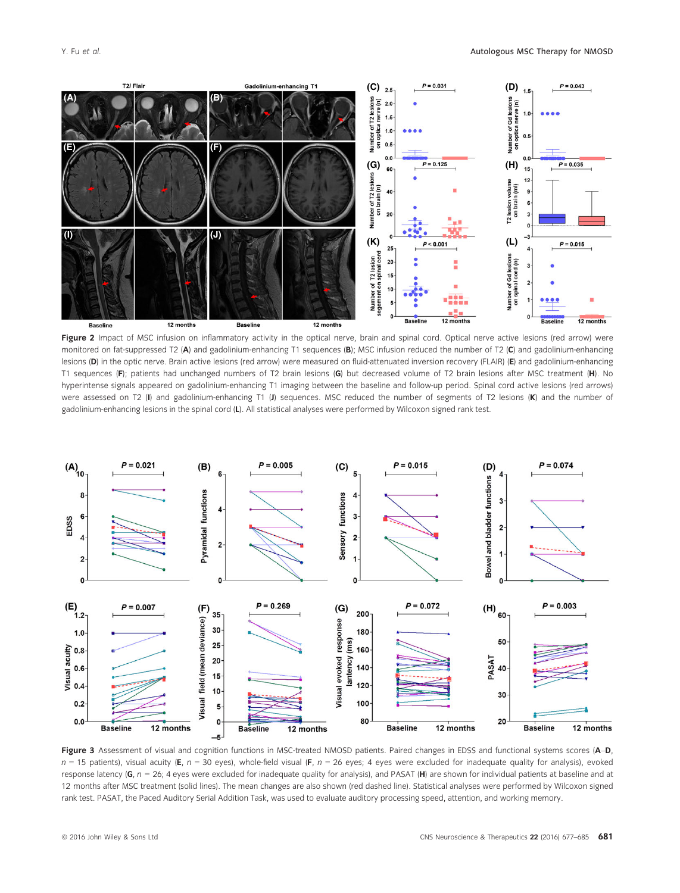**Figure 2** Impact of MSC infusion on inflammatory activity in the optical nerve, brain and spinal cord. Optical nerve active lesions (red arrow) were monitored on fat-suppressed T2 (**A**) and gadolinium-enhancing T1 sequences (**B**); MSC infusion reduced the number of T2 (**C**) and gadolinium-enhancing lesions (**D**) in the optic nerve. Brain active lesions (red arrow) were measured on fluid-attenuated inversion recovery (FLAIR) (**E**) and gadolinium-enhancing T1 sequences (**F**); patients had unchanged numbers of T2 brain lesions (**G**) but decreased volume of T2 brain lesions after MSC treatment (**H**). No hyperintense signals appeared on gadolinium-enhancing T1 imaging between the baseline and follow-up period. Spinal cord active lesions (red arrows) were assessed on T2 (**I**) and gadolinium-enhancing T1 (**J**) sequences. MSC reduced the number of segments of T2 lesions (**K**) and the number of gadolinium-enhancing lesions in the spinal cord (**L**). All statistical analyses were performed by Wilcoxon signed rank test.

**Figure 3** Assessment of visual and cognition functions in MSC-treated NMOSD patients. Paired changes in EDSS and functional systems scores (**A**–**D**, $n$ = 15 patients), visual acuity (**E**, $n$ = 30 eyes), whole-field visual (**F**, $n$ = 26 eyes; 4 eyes were excluded for inadequate quality for analysis), evoked response latency (**G**, $n$ = 26; 4 eyes were excluded for inadequate quality for analysis), and PASAT (**H**) are shown for individual patients at baseline and at 12 months after MSC treatment (solid lines). The mean changes are also shown (red dashed line). Statistical analyses were performed by Wilcoxon signed rank test. PASAT, the Paced Auditory Serial Addition Task, was used to evaluate auditory processing speed, attention, and working memory.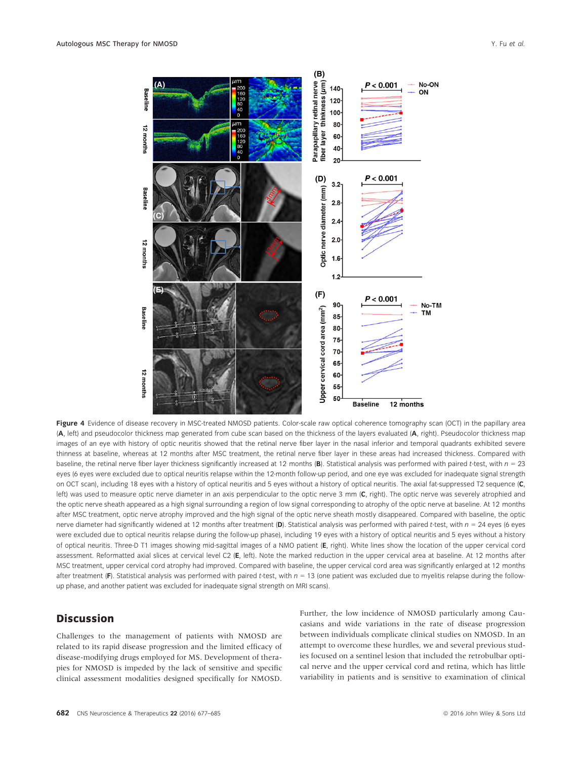**Figure 4** Evidence of disease recovery in MSC-treated NMOSD patients. Color-scale raw optical coherence tomography scan (OCT) in the papillary area (**A**, left) and pseudocolor thickness map generated from cube scan based on the thickness of the layers evaluated (**A**, right). Pseudocolor thickness map images of an eye with history of optic neuritis showed that the retinal nerve fiber layer in the nasal inferior and temporal quadrants exhibited severe thinness at baseline, whereas at 12 months after MSC treatment, the retinal nerve fiber layer in these areas had increased thickness. Compared with baseline, the retinal nerve fiber layer thickness significantly increased at 12 months (**B**). Statistical analysis was performed with paired *t*-test, with $n = 23$ eyes (6 eyes were excluded due to optical neuritis relapse within the 12-month follow-up period, and one eye was excluded for inadequate signal strength on OCT scan), including 18 eyes with a history of optical neuritis and 5 eyes without a history of optical neuritis. The axial fat-suppressed T2 sequence (**C**, left) was used to measure optic nerve diameter in an axis perpendicular to the optic nerve 3 mm (**C**, right). The optic nerve was severely atrophied and the optic nerve sheath appeared as a high signal surrounding a region of low signal corresponding to atrophy of the optic nerve at baseline. At 12 months after MSC treatment, optic nerve atrophy improved and the high signal of the optic nerve sheath mostly disappeared. Compared with baseline, the optic nerve diameter had significantly widened at 12 months after treatment (**D**). Statistical analysis was performed with paired *t*-test, with $n = 24$ eyes (6 eyes were excluded due to optical neuritis relapse during the follow-up phase), including 19 eyes with a history of optical neuritis and 5 eyes without a history of optical neuritis. Three-D T1 images showing mid-sagittal images of a NMO patient (**E**, right). White lines show the location of the upper cervical cord assessment. Reformatted axial slices at cervical level C2 (**E**, left). Note the marked reduction in the upper cervical area at baseline. At 12 months after MSC treatment, upper cervical cord atrophy had improved. Compared with baseline, the upper cervical cord area was significantly enlarged at 12 months after treatment (**F**). Statistical analysis was performed with paired *t*-test, with $n = 13$ (one patient was excluded due to myelitis relapse during the follow-up phase, and another patient was excluded for inadequate signal strength on MRI scans).

## Discussion

Challenges to the management of patients with NMOSD are related to its rapid disease progression and the limited efficacy of disease-modifying drugs employed for MS. Development of therapies for NMOSD is impeded by the lack of sensitive and specific clinical assessment modalities designed specifically for NMOSD. Further, the low incidence of NMOSD particularly among Caucasians and wide variations in the rate of disease progression between individuals complicate clinical studies on NMOSD. In an attempt to overcome these hurdles, we and several previous studies focused on a sentinel lesion that included the retrobulbar optical nerve and the upper cervical cord and retina, which has little variability in patients and is sensitive to examination of clinical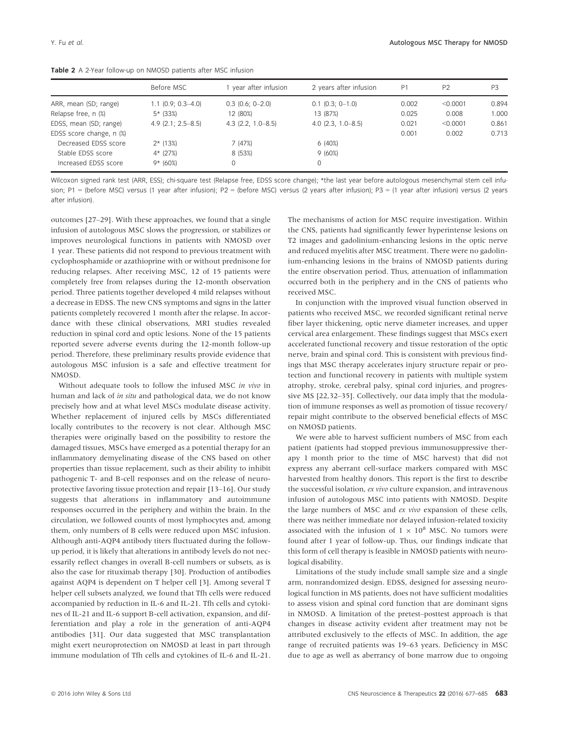**Table 2** A 2-Year follow-up on NMOSD patients after MSC infusion

| | Before MSC | 1 year after infusion | 2 years after infusion | P1 | P2 | P3 |
|---|---|---|---|---|---|---|
| ARR, mean (SD; range) | 1.1 (0.9; 0.3–4.0) | 0.3 (0.6; 0–2.0) | 0.1 (0.3; 0–1.0) | 0.002 | <0.0001 | 0.894 |
| Relapse free, n (%) | 5* (33%) | 12 (80%) | 13 (87%) | 0.025 | 0.008 | 1.000 |
| EDSS, mean (SD; range) | 4.9 (2.1; 2.5–8.5) | 4.3 (2.2, 1.0–8.5) | 4.0 (2.3, 1.0–8.5) | 0.021 | <0.0001 | 0.861 |
| EDSS score change, n (%) | | | | 0.001 | 0.002 | 0.713 |
| Decreased EDSS score | 2* (13%) | 7 (47%) | 6 (40%) | | | |
| Stable EDSS score | 4* (27%) | 8 (53%) | 9 (60%) | | | |
| Increased EDSS score | 9* (60%) | 0 | 0 | | | |

Wilcoxon signed rank test (ARR, ESS); chi-square test (Relapse free, EDSS score change); *the last year before autologous mesenchymal stem cell infusion; P1 = (before MSC) versus (1 year after infusion); P2 = (before MSC) versus (2 years after infusion); P3 = (1 year after infusion) versus (2 years after infusion).

outcomes [27–29]. With these approaches, we found that a single infusion of autologous MSC slows the progression, or stabilizes or improves neurological functions in patients with NMOSD over 1 year. These patients did not respond to previous treatment with cyclophosphamide or azathioprine with or without prednisone for reducing relapses. After receiving MSC, 12 of 15 patients were completely free from relapses during the 12-month observation period. Three patients together developed 4 mild relapses without a decrease in EDSS. The new CNS symptoms and signs in the latter patients completely recovered 1 month after the relapse. In accordance with these clinical observations, MRI studies revealed reduction in spinal cord and optic lesions. None of the 15 patients reported severe adverse events during the 12-month follow-up period. Therefore, these preliminary results provide evidence that autologous MSC infusion is a safe and effective treatment for NMOSD.

Without adequate tools to follow the infused MSC *in vivo* in human and lack of *in situ* and pathological data, we do not know precisely how and at what level MSCs modulate disease activity. Whether replacement of injured cells by MSCs differentiated locally contributes to the recovery is not clear. Although MSC therapies were originally based on the possibility to restore the damaged tissues, MSCs have emerged as a potential therapy for an inflammatory demyelinating disease of the CNS based on other properties than tissue replacement, such as their ability to inhibit pathogenic T- and B-cell responses and on the release of neuroprotective favoring tissue protection and repair [13–16]. Our study suggests that alterations in inflammatory and autoimmune responses occurred in the periphery and within the brain. In the circulation, we followed counts of most lymphocytes and, among them, only numbers of B cells were reduced upon MSC infusion. Although anti-AQP4 antibody titers fluctuated during the follow-up period, it is likely that alterations in antibody levels do not necessarily reflect changes in overall B-cell numbers or subsets, as is also the case for rituximab therapy [30]. Production of antibodies against AQP4 is dependent on T helper cell [3]. Among several T helper cell subsets analyzed, we found that Tfh cells were reduced accompanied by reduction in IL-6 and IL-21. Tfh cells and cytokines of IL-21 and IL-6 support B-cell activation, expansion, and differentiation and play a role in the generation of anti-AQP4 antibodies [31]. Our data suggested that MSC transplantation might exert neuroprotection on NMOSD at least in part through immune modulation of Tfh cells and cytokines of IL-6 and IL-21. The mechanisms of action for MSC require investigation. Within the CNS, patients had significantly fewer hyperintense lesions on T2 images and gadolinium-enhancing lesions in the optic nerve and reduced myelitis after MSC treatment. There were no gadolinium-enhancing lesions in the brains of NMOSD patients during the entire observation period. Thus, attenuation of inflammation occurred both in the periphery and in the CNS of patients who received MSC.

In conjunction with the improved visual function observed in patients who received MSC, we recorded significant retinal nerve fiber layer thickening, optic nerve diameter increases, and upper cervical area enlargement. These findings suggest that MSCs exert accelerated functional recovery and tissue restoration of the optic nerve, brain and spinal cord. This is consistent with previous findings that MSC therapy accelerates injury structure repair or protection and functional recovery in patients with multiple system atrophy, stroke, cerebral palsy, spinal cord injuries, and progressive MS [22,32–35]. Collectively, our data imply that the modulation of immune responses as well as promotion of tissue recovery/repair might contribute to the observed beneficial effects of MSC on NMOSD patients.

We were able to harvest sufficient numbers of MSC from each patient (patients had stopped previous immunosuppressive therapy 1 month prior to the time of MSC harvest) that did not express any aberrant cell-surface markers compared with MSC harvested from healthy donors. This report is the first to describe the successful isolation, *ex vivo* culture expansion, and intravenous infusion of autologous MSC into patients with NMOSD. Despite the large numbers of MSC and *ex vivo* expansion of these cells, there was neither immediate nor delayed infusion-related toxicity associated with the infusion of $1 \times 10^8$ MSC. No tumors were found after 1 year of follow-up. Thus, our findings indicate that this form of cell therapy is feasible in NMOSD patients with neurological disability.

Limitations of the study include small sample size and a single arm, nonrandomized design. EDSS, designed for assessing neurological function in MS patients, does not have sufficient modalities to assess vision and spinal cord function that are dominant signs in NMOSD. A limitation of the pretest–posttest approach is that changes in disease activity evident after treatment may not be attributed exclusively to the effects of MSC. In addition, the age range of recruited patients was 19–63 years. Deficiency in MSC due to age as well as aberrancy of bone marrow due to ongoing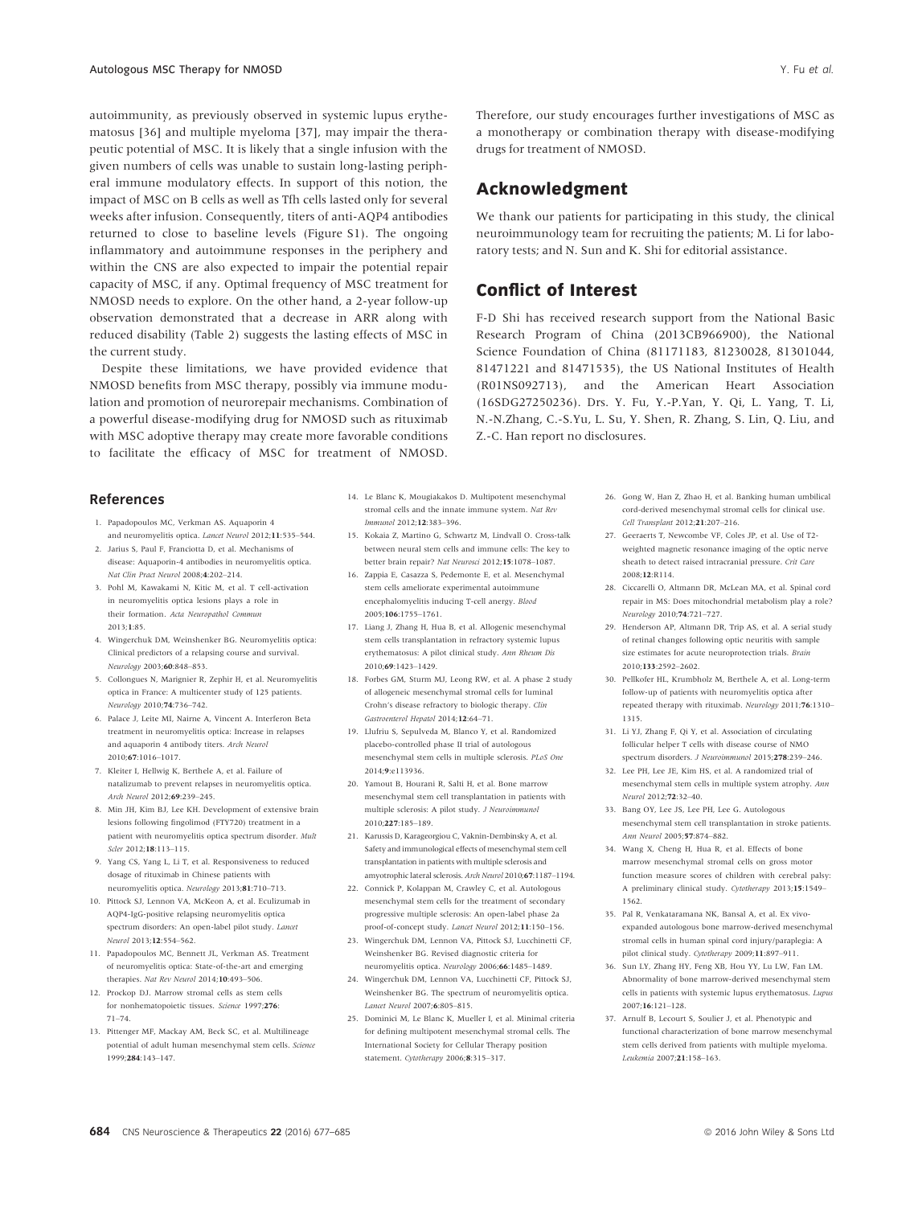autoimmunity, as previously observed in systemic lupus erythematosus [36] and multiple myeloma [37], may impair the therapeutic potential of MSC. It is likely that a single infusion with the given numbers of cells was unable to sustain long-lasting peripheral immune modulatory effects. In support of this notion, the impact of MSC on B cells as well as Tfh cells lasted only for several weeks after infusion. Consequently, titers of anti-AQP4 antibodies returned to close to baseline levels (Figure S1). The ongoing inflammatory and autoimmune responses in the periphery and within the CNS are also expected to impair the potential repair capacity of MSC, if any. Optimal frequency of MSC treatment for NMOSD needs to explore. On the other hand, a 2-year follow-up observation demonstrated that a decrease in ARR along with reduced disability (Table 2) suggests the lasting effects of MSC in the current study.

Despite these limitations, we have provided evidence that NMOSD benefits from MSC therapy, possibly via immune modulation and promotion of neurorepair mechanisms. Combination of a powerful disease-modifying drug for NMOSD such as rituximab with MSC adoptive therapy may create more favorable conditions to facilitate the efficacy of MSC for treatment of NMOSD. Therefore, our study encourages further investigations of MSC as a monotherapy or combination therapy with disease-modifying drugs for treatment of NMOSD.

## Acknowledgment

We thank our patients for participating in this study, the clinical neuroimmunology team for recruiting the patients; M. Li for laboratory tests; and N. Sun and K. Shi for editorial assistance.

## Conflict of Interest

F-D Shi has received research support from the National Basic Research Program of China (2013CB966900), the National Science Foundation of China (81171183, 81230028, 81301044, 81471221 and 81471535), the US National Institutes of Health (R01NS092713), and the American Heart Association (16SDG27250236). Drs. Y. Fu, Y.-P.Yan, Y. Qi, L. Yang, T. Li, N.-N.Zhang, C.-S.Yu, L. Su, Y. Shen, R. Zhang, S. Lin, Q. Liu, and Z.-C. Han report no disclosures.

## References

1. Papadopoulos MC, Verkman AS. Aquaporin 4 and neuromyelitis optica. *Lancet Neurol* 2012;**11**:535–544.
2. Jarius S, Paul F, Franciotta D, et al. Mechanisms of disease: Aquaporin-4 antibodies in neuromyelitis optica. *Nat Clin Pract Neurol* 2008;**4**:202–214.
3. Pohl M, Kawakami N, Kitic M, et al. T cell-activation in neuromyelitis optica lesions plays a role in their formation. *Acta Neuropathol Commun* 2013;**1**:85.
4. Wingerchuk DM, Weinshenker BG. Neuromyelitis optica: Clinical predictors of a relapsing course and survival. *Neurology* 2003;**60**:848–853.
5. Collongues N, Marignier R, Zephir H, et al. Neuromyelitis optica in France: A multicenter study of 125 patients. *Neurology* 2010;**74**:736–742.
6. Palace J, Leite MI, Nairne A, Vincent A. Interferon Beta treatment in neuromyelitis optica: Increase in relapses and aquaporin 4 antibody titers. *Arch Neurol* 2010;**67**:1016–1017.
7. Kleiter I, Hellwig K, Berthele A, et al. Failure of natalizumab to prevent relapses in neuromyelitis optica. *Arch Neurol* 2012;**69**:239–245.
8. Min JH, Kim BJ, Lee KH. Development of extensive brain lesions following fingolimod (FTY720) treatment in a patient with neuromyelitis optica spectrum disorder. *Mult Scler* 2012;**18**:113–115.
9. Yang CS, Yang L, Li T, et al. Responsiveness to reduced dosage of rituximab in Chinese patients with neuromyelitis optica. *Neurology* 2013;**81**:710–713.
10. Pittock SJ, Lennon VA, McKeon A, et al. Eculizumab in AQP4-IgG-positive relapsing neuromyelitis optica spectrum disorders: An open-label pilot study. *Lancet Neurol* 2013;**12**:554–562.
11. Papadopoulos MC, Bennett JL, Verkman AS. Treatment of neuromyelitis optica: State-of-the-art and emerging therapies. *Nat Rev Neurol* 2014;**10**:493–506.
12. Prockop DJ. Marrow stromal cells as stem cells for nonhematopoietic tissues. *Science* 1997;**276**: 71–74.
13. Pittenger MF, Mackay AM, Beck SC, et al. Multilineage potential of adult human mesenchymal stem cells. *Science* 1999;**284**:143–147.
14. Le Blanc K, Mougiakakos D. Multipotent mesenchymal stromal cells and the innate immune system. *Nat Rev Immunol* 2012;**12**:383–396.
15. Kokaia Z, Martino G, Schwartz M, Lindvall O. Cross-talk between neural stem cells and immune cells: The key to better brain repair? *Nat Neurosci* 2012;**15**:1078–1087.
16. Zappia E, Casazza S, Pedemonte E, et al. Mesenchymal stem cells ameliorate experimental autoimmune encephalomyelitis inducing T-cell anergy. *Blood* 2005;**106**:1755–1761.
17. Liang J, Zhang H, Hua B, et al. Allogenic mesenchymal stem cells transplantation in refractory systemic lupus erythematosus: A pilot clinical study. *Ann Rheum Dis* 2010;**69**:1423–1429.
18. Forbes GM, Sturm MJ, Leong RW, et al. A phase 2 study of allogeneic mesenchymal stromal cells for luminal Crohn's disease refractory to biologic therapy. *Clin Gastroenterol Hepatol* 2014;**12**:64–71.
19. Llufriu S, Sepulveda M, Blanco Y, et al. Randomized placebo-controlled phase II trial of autologous mesenchymal stem cells in multiple sclerosis. *PLoS One* 2014;**9**:e113936.
20. Yamout B, Hourani R, Salti H, et al. Bone marrow mesenchymal stem cell transplantation in patients with multiple sclerosis: A pilot study. *J Neuroimmunol* 2010;**227**:185–189.
21. Karussis D, Karageorgiou C, Vaknin-Dembinsky A, et al. Safety and immunological effects of mesenchymal stem cell transplantation in patients with multiple sclerosis and amyotrophic lateral sclerosis. *Arch Neurol* 2010;**67**:1187–1194.
22. Connick P, Kolappan M, Crawley C, et al. Autologous mesenchymal stem cells for the treatment of secondary progressive multiple sclerosis: An open-label phase 2a proof-of-concept study. *Lancet Neurol* 2012;**11**:150–156.
23. Wingerchuk DM, Lennon VA, Pittock SJ, Lucchinetti CF, Weinshenker BG. Revised diagnostic criteria for neuromyelitis optica. *Neurology* 2006;**66**:1485–1489.
24. Wingerchuk DM, Lennon VA, Lucchinetti CF, Pittock SJ, Weinshenker BG. The spectrum of neuromyelitis optica. *Lancet Neurol* 2007;**6**:805–815.
25. Dominici M, Le Blanc K, Mueller I, et al. Minimal criteria for defining multipotent mesenchymal stromal cells. The International Society for Cellular Therapy position statement. *Cytotherapy* 2006;**8**:315–317.
26. Gong W, Han Z, Zhao H, et al. Banking human umbilical cord-derived mesenchymal stromal cells for clinical use. *Cell Transplant* 2012;**21**:207–216.
27. Geeraerts T, Newcombe VF, Coles JP, et al. Use of T2-weighted magnetic resonance imaging of the optic nerve sheath to detect raised intracranial pressure. *Crit Care* 2008;**12**:R114.
28. Ciccarelli O, Altmann DR, McLean MA, et al. Spinal cord repair in MS: Does mitochondrial metabolism play a role? *Neurology* 2010;**74**:721–727.
29. Henderson AP, Altmann DR, Trip AS, et al. A serial study of retinal changes following optic neuritis with sample size estimates for acute neuroprotection trials. *Brain* 2010;**133**:2592–2602.
30. Pellkofer HL, Krumbholz M, Berthele A, et al. Long-term follow-up of patients with neuromyelitis optica after repeated therapy with rituximab. *Neurology* 2011;**76**:1310–1315.
31. Li YJ, Zhang F, Qi Y, et al. Association of circulating follicular helper T cells with disease course of NMO spectrum disorders. *J Neuroimmunol* 2015;**278**:239–246.
32. Lee PH, Lee JE, Kim HS, et al. A randomized trial of mesenchymal stem cells in multiple system atrophy. *Ann Neurol* 2012;**72**:32–40.
33. Bang OY, Lee JS, Lee PH, Lee G. Autologous mesenchymal stem cell transplantation in stroke patients. *Ann Neurol* 2005;**57**:874–882.
34. Wang X, Cheng H, Hua R, et al. Effects of bone marrow mesenchymal stromal cells on gross motor function measure scores of children with cerebral palsy: A preliminary clinical study. *Cytotherapy* 2013;**15**:1549–1562.
35. Pal R, Venkataramana NK, Bansal A, et al. Ex vivo-expanded autologous bone marrow-derived mesenchymal stromal cells in human spinal cord injury/paraplegia: A pilot clinical study. *Cytotherapy* 2009;**11**:897–911.
36. Sun LY, Zhang HY, Feng XB, Hou YY, Lu LW, Fan LM. Abnormality of bone marrow-derived mesenchymal stem cells in patients with systemic lupus erythematosus. *Lupus* 2007;**16**:121–128.
37. Arnulf B, Lecourt S, Soulier J, et al. Phenotypic and functional characterization of bone marrow mesenchymal stem cells derived from patients with multiple myeloma. *Leukemia* 2007;**21**:158–163.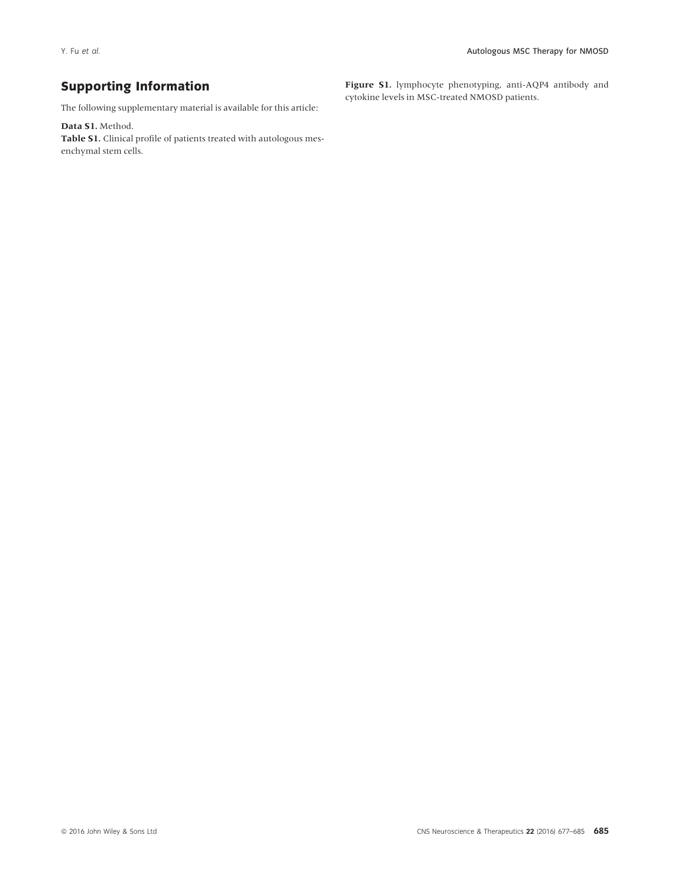## Supporting Information

The following supplementary material is available for this article:

**Data S1.** Method.

**Table S1.** Clinical profile of patients treated with autologous mesenchymal stem cells.

**Figure S1.** lymphocyte phenotyping, anti-AQP4 antibody and cytokine levels in MSC-treated NMOSD patients.